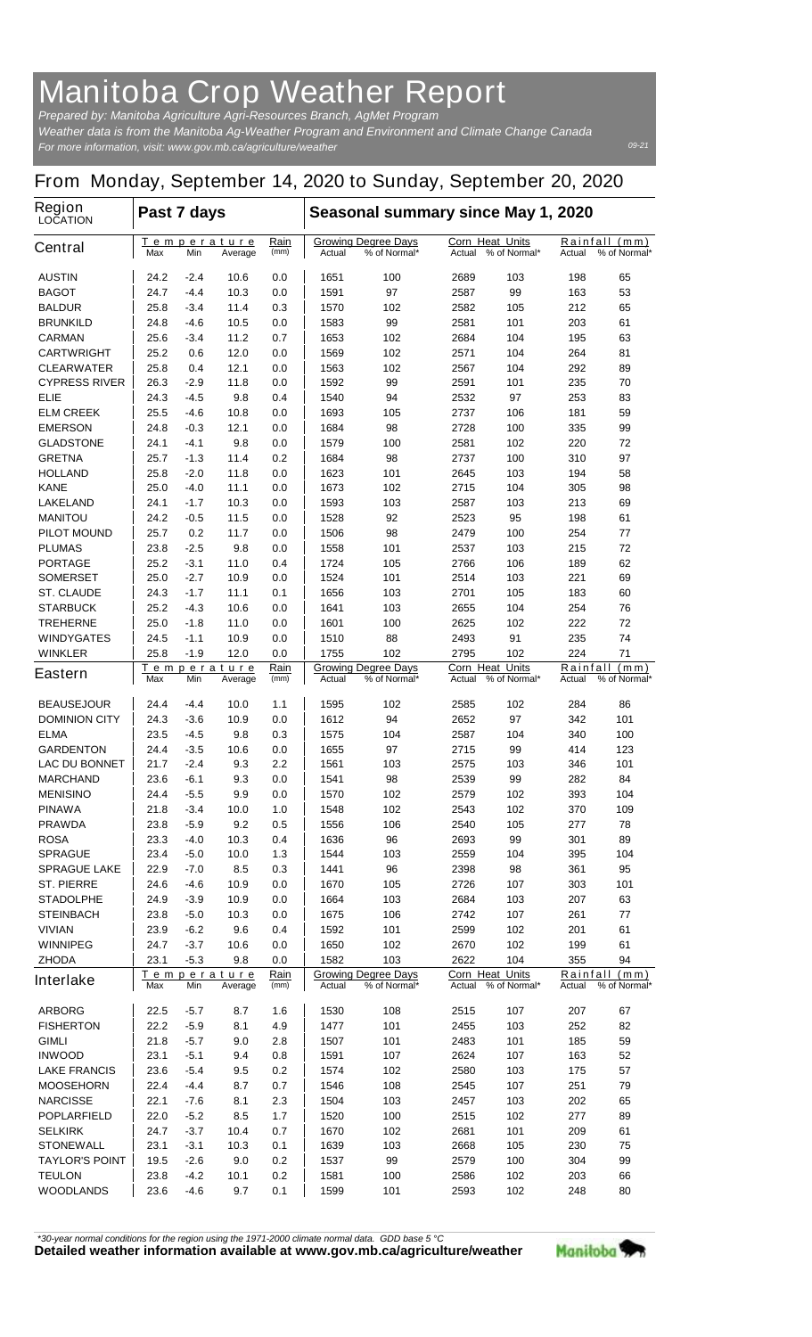# Manitoba Crop Weather Report

*Prepared by: Manitoba Agriculture Agri-Resources Branch, AgMet Program*

*Weather data is from the Manitoba Ag-Weather Program and Environment and Climate Change Canada*

*For more information, visit: www.gov.mb.ca/agriculture/weather*

*09-21*

## From Monday, September 14, 2020 to Sunday, September 20, 2020

| Region LOCATION | Past 7 days | | | | Seasonal summary since May 1, 2020 | | | | | |
|---|---|---|---|---|---|---|---|---|---|---|
| **Central** | Temperature Max | Min | Average | Rain (mm) | Growing Degree Days Actual | % of Normal* | Corn Heat Units Actual | % of Normal* | Rainfall (mm) Actual | % of Normal* |
| AUSTIN | 24.2 | -2.4 | 10.6 | 0.0 | 1651 | 100 | 2689 | 103 | 198 | 65 |
| BAGOT | 24.7 | -4.4 | 10.3 | 0.0 | 1591 | 97 | 2587 | 99 | 163 | 53 |
| BALDUR | 25.8 | -3.4 | 11.4 | 0.3 | 1570 | 102 | 2582 | 105 | 212 | 65 |
| BRUNKILD | 24.8 | -4.6 | 10.5 | 0.0 | 1583 | 99 | 2581 | 101 | 203 | 61 |
| CARMAN | 25.6 | -3.4 | 11.2 | 0.7 | 1653 | 102 | 2684 | 104 | 195 | 63 |
| CARTWRIGHT | 25.2 | 0.6 | 12.0 | 0.0 | 1569 | 102 | 2571 | 104 | 264 | 81 |
| CLEARWATER | 25.8 | 0.4 | 12.1 | 0.0 | 1563 | 102 | 2567 | 104 | 292 | 89 |
| CYPRESS RIVER | 26.3 | -2.9 | 11.8 | 0.0 | 1592 | 99 | 2591 | 101 | 235 | 70 |
| ELIE | 24.3 | -4.5 | 9.8 | 0.4 | 1540 | 94 | 2532 | 97 | 253 | 83 |
| ELM CREEK | 25.5 | -4.6 | 10.8 | 0.0 | 1693 | 105 | 2737 | 106 | 181 | 59 |
| EMERSON | 24.8 | -0.3 | 12.1 | 0.0 | 1684 | 98 | 2728 | 100 | 335 | 99 |
| GLADSTONE | 24.1 | -4.1 | 9.8 | 0.0 | 1579 | 100 | 2581 | 102 | 220 | 72 |
| GRETNA | 25.7 | -1.3 | 11.4 | 0.2 | 1684 | 98 | 2737 | 100 | 310 | 97 |
| HOLLAND | 25.8 | -2.0 | 11.8 | 0.0 | 1623 | 101 | 2645 | 103 | 194 | 58 |
| KANE | 25.0 | -4.0 | 11.1 | 0.0 | 1673 | 102 | 2715 | 104 | 305 | 98 |
| LAKELAND | 24.1 | -1.7 | 10.3 | 0.0 | 1593 | 103 | 2587 | 103 | 213 | 69 |
| MANITOU | 24.2 | -0.5 | 11.5 | 0.0 | 1528 | 92 | 2523 | 95 | 198 | 61 |
| PILOT MOUND | 25.7 | 0.2 | 11.7 | 0.0 | 1506 | 98 | 2479 | 100 | 254 | 77 |
| PLUMAS | 23.8 | -2.5 | 9.8 | 0.0 | 1558 | 101 | 2537 | 103 | 215 | 72 |
| PORTAGE | 25.2 | -3.1 | 11.0 | 0.4 | 1724 | 105 | 2766 | 106 | 189 | 62 |
| SOMERSET | 25.0 | -2.7 | 10.9 | 0.0 | 1524 | 101 | 2514 | 103 | 221 | 69 |
| ST. CLAUDE | 24.3 | -1.7 | 11.1 | 0.1 | 1656 | 103 | 2701 | 105 | 183 | 60 |
| STARBUCK | 25.2 | -4.3 | 10.6 | 0.0 | 1641 | 103 | 2655 | 104 | 254 | 76 |
| TREHERNE | 25.0 | -1.8 | 11.0 | 0.0 | 1601 | 100 | 2625 | 102 | 222 | 72 |
| WINDYGATES | 24.5 | -1.1 | 10.9 | 0.0 | 1510 | 88 | 2493 | 91 | 235 | 74 |
| WINKLER | 25.8 | -1.9 | 12.0 | 0.0 | 1755 | 102 | 2795 | 102 | 224 | 71 |
| **Eastern** | Temperature Max | Min | Average | Rain (mm) | Growing Degree Days Actual | % of Normal* | Corn Heat Units Actual | % of Normal* | Rainfall (mm) Actual | % of Normal* |
| BEAUSEJOUR | 24.4 | -4.4 | 10.0 | 1.1 | 1595 | 102 | 2585 | 102 | 284 | 86 |
| DOMINION CITY | 24.3 | -3.6 | 10.9 | 0.0 | 1612 | 94 | 2652 | 97 | 342 | 101 |
| ELMA | 23.5 | -4.5 | 9.8 | 0.3 | 1575 | 104 | 2587 | 104 | 340 | 100 |
| GARDENTON | 24.4 | -3.5 | 10.6 | 0.0 | 1655 | 97 | 2715 | 99 | 414 | 123 |
| LAC DU BONNET | 21.7 | -2.4 | 9.3 | 2.2 | 1561 | 103 | 2575 | 103 | 346 | 101 |
| MARCHAND | 23.6 | -6.1 | 9.3 | 0.0 | 1541 | 98 | 2539 | 99 | 282 | 84 |
| MENISINO | 24.4 | -5.5 | 9.9 | 0.0 | 1570 | 102 | 2579 | 102 | 393 | 104 |
| PINAWA | 21.8 | -3.4 | 10.0 | 1.0 | 1548 | 102 | 2543 | 102 | 370 | 109 |
| PRAWDA | 23.8 | -5.9 | 9.2 | 0.5 | 1556 | 106 | 2540 | 105 | 277 | 78 |
| ROSA | 23.3 | -4.0 | 10.3 | 0.4 | 1636 | 96 | 2693 | 99 | 301 | 89 |
| SPRAGUE | 23.4 | -5.0 | 10.0 | 1.3 | 1544 | 103 | 2559 | 104 | 395 | 104 |
| SPRAGUE LAKE | 22.9 | -7.0 | 8.5 | 0.3 | 1441 | 96 | 2398 | 98 | 361 | 95 |
| ST. PIERRE | 24.6 | -4.6 | 10.9 | 0.0 | 1670 | 105 | 2726 | 107 | 303 | 101 |
| STADOLPHE | 24.9 | -3.9 | 10.9 | 0.0 | 1664 | 103 | 2684 | 103 | 207 | 63 |
| STEINBACH | 23.8 | -5.0 | 10.3 | 0.0 | 1675 | 106 | 2742 | 107 | 261 | 77 |
| VIVIAN | 23.9 | -6.2 | 9.6 | 0.4 | 1592 | 101 | 2599 | 102 | 201 | 61 |
| WINNIPEG | 24.7 | -3.7 | 10.6 | 0.0 | 1650 | 102 | 2670 | 102 | 199 | 61 |
| ZHODA | 23.1 | -5.3 | 9.8 | 0.0 | 1582 | 103 | 2622 | 104 | 355 | 94 |
| **Interlake** | Temperature Max | Min | Average | Rain (mm) | Growing Degree Days Actual | % of Normal* | Corn Heat Units Actual | % of Normal* | Rainfall (mm) Actual | % of Normal* |
| ARBORG | 22.5 | -5.7 | 8.7 | 1.6 | 1530 | 108 | 2515 | 107 | 207 | 67 |
| FISHERTON | 22.2 | -5.9 | 8.1 | 4.9 | 1477 | 101 | 2455 | 103 | 252 | 82 |
| GIMLI | 21.8 | -5.7 | 9.0 | 2.8 | 1507 | 101 | 2483 | 101 | 185 | 59 |
| INWOOD | 23.1 | -5.1 | 9.4 | 0.8 | 1591 | 107 | 2624 | 107 | 163 | 52 |
| LAKE FRANCIS | 23.6 | -5.4 | 9.5 | 0.2 | 1574 | 102 | 2580 | 103 | 175 | 57 |
| MOOSEHORN | 22.4 | -4.4 | 8.7 | 0.7 | 1546 | 108 | 2545 | 107 | 251 | 79 |
| NARCISSE | 22.1 | -7.6 | 8.1 | 2.3 | 1504 | 103 | 2457 | 103 | 202 | 65 |
| POPLARFIELD | 22.0 | -5.2 | 8.5 | 1.7 | 1520 | 100 | 2515 | 102 | 277 | 89 |
| SELKIRK | 24.7 | -3.7 | 10.4 | 0.7 | 1670 | 102 | 2681 | 101 | 209 | 61 |
| STONEWALL | 23.1 | -3.1 | 10.3 | 0.1 | 1639 | 103 | 2668 | 105 | 230 | 75 |
| TAYLOR'S POINT | 19.5 | -2.6 | 9.0 | 0.2 | 1537 | 99 | 2579 | 100 | 304 | 99 |
| TEULON | 23.8 | -4.2 | 10.1 | 0.2 | 1581 | 100 | 2586 | 102 | 203 | 66 |
| WOODLANDS | 23.6 | -4.6 | 9.7 | 0.1 | 1599 | 101 | 2593 | 102 | 248 | 80 |

*\*30-year normal conditions for the region using the 1971-2000 climate normal data. GDD base 5 °C*

**Detailed weather information available at www.gov.mb.ca/agriculture/weather**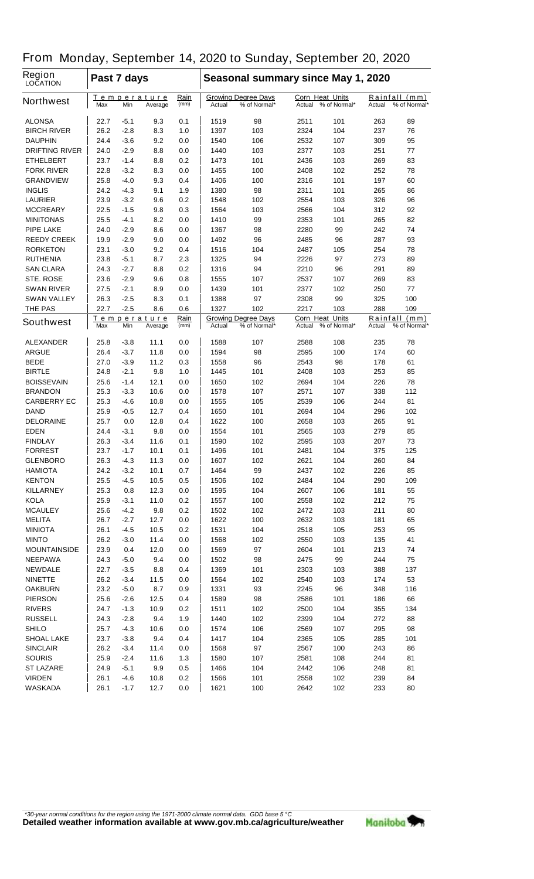# From Monday, September 14, 2020 to Sunday, September 20, 2020

| Region LOCATION | Past 7 days | | | | Seasonal summary since May 1, 2020 | | | | | |
|---|---|---|---|---|---|---|---|---|---|---|
| **Northwest** | Temperature Max | Temperature Min | Temperature Average | Rain (mm) | Growing Degree Days Actual | Growing Degree Days % of Normal* | Corn Heat Units Actual | Corn Heat Units % of Normal* | Rainfall (mm) Actual | Rainfall (mm) % of Normal* |
| ALONSA | 22.7 | -5.1 | 9.3 | 0.1 | 1519 | 98 | 2511 | 101 | 263 | 89 |
| BIRCH RIVER | 26.2 | -2.8 | 8.3 | 1.0 | 1397 | 103 | 2324 | 104 | 237 | 76 |
| DAUPHIN | 24.4 | -3.6 | 9.2 | 0.0 | 1540 | 106 | 2532 | 107 | 309 | 95 |
| DRIFTING RIVER | 24.0 | -2.9 | 8.8 | 0.0 | 1440 | 103 | 2377 | 103 | 251 | 77 |
| ETHELBERT | 23.7 | -1.4 | 8.8 | 0.2 | 1473 | 101 | 2436 | 103 | 269 | 83 |
| FORK RIVER | 22.8 | -3.2 | 8.3 | 0.0 | 1455 | 100 | 2408 | 102 | 252 | 78 |
| GRANDVIEW | 25.8 | -4.0 | 9.3 | 0.4 | 1406 | 100 | 2316 | 101 | 197 | 60 |
| INGLIS | 24.2 | -4.3 | 9.1 | 1.9 | 1380 | 98 | 2311 | 101 | 265 | 86 |
| LAURIER | 23.9 | -3.2 | 9.6 | 0.2 | 1548 | 102 | 2554 | 103 | 326 | 96 |
| MCCREARY | 22.5 | -1.5 | 9.8 | 0.3 | 1564 | 103 | 2566 | 104 | 312 | 92 |
| MINITONAS | 25.5 | -4.1 | 8.2 | 0.0 | 1410 | 99 | 2353 | 101 | 265 | 82 |
| PIPE LAKE | 24.0 | -2.9 | 8.6 | 0.0 | 1367 | 98 | 2280 | 99 | 242 | 74 |
| REEDY CREEK | 19.9 | -2.9 | 9.0 | 0.0 | 1492 | 96 | 2485 | 96 | 287 | 93 |
| RORKETON | 23.1 | -3.0 | 9.2 | 0.4 | 1516 | 104 | 2487 | 105 | 254 | 78 |
| RUTHENIA | 23.8 | -5.1 | 8.7 | 2.3 | 1325 | 94 | 2226 | 97 | 273 | 89 |
| SAN CLARA | 24.3 | -2.7 | 8.8 | 0.2 | 1316 | 94 | 2210 | 96 | 291 | 89 |
| STE. ROSE | 23.6 | -2.9 | 9.6 | 0.8 | 1555 | 107 | 2537 | 107 | 269 | 83 |
| SWAN RIVER | 27.5 | -2.1 | 8.9 | 0.0 | 1439 | 101 | 2377 | 102 | 250 | 77 |
| SWAN VALLEY | 26.3 | -2.5 | 8.3 | 0.1 | 1388 | 97 | 2308 | 99 | 325 | 100 |
| THE PAS | 22.7 | -2.5 | 8.6 | 0.6 | 1327 | 102 | 2217 | 103 | 288 | 109 |
| **Southwest** | Temperature Max | Temperature Min | Temperature Average | Rain (mm) | Growing Degree Days Actual | Growing Degree Days % of Normal* | Corn Heat Units Actual | Corn Heat Units % of Normal* | Rainfall (mm) Actual | Rainfall (mm) % of Normal* |
| ALEXANDER | 25.8 | -3.8 | 11.1 | 0.0 | 1588 | 107 | 2588 | 108 | 235 | 78 |
| ARGUE | 26.4 | -3.7 | 11.8 | 0.0 | 1594 | 98 | 2595 | 100 | 174 | 60 |
| BEDE | 27.0 | -3.9 | 11.2 | 0.3 | 1558 | 96 | 2543 | 98 | 178 | 61 |
| BIRTLE | 24.8 | -2.1 | 9.8 | 1.0 | 1445 | 101 | 2408 | 103 | 253 | 85 |
| BOISSEVAIN | 25.6 | -1.4 | 12.1 | 0.0 | 1650 | 102 | 2694 | 104 | 226 | 78 |
| BRANDON | 25.3 | -3.3 | 10.6 | 0.0 | 1578 | 107 | 2571 | 107 | 338 | 112 |
| CARBERRY EC | 25.3 | -4.6 | 10.8 | 0.0 | 1555 | 105 | 2539 | 106 | 244 | 81 |
| DAND | 25.9 | -0.5 | 12.7 | 0.4 | 1650 | 101 | 2694 | 104 | 296 | 102 |
| DELORAINE | 25.7 | 0.0 | 12.8 | 0.4 | 1622 | 100 | 2658 | 103 | 265 | 91 |
| EDEN | 24.4 | -3.1 | 9.8 | 0.0 | 1554 | 101 | 2565 | 103 | 279 | 85 |
| FINDLAY | 26.3 | -3.4 | 11.6 | 0.1 | 1590 | 102 | 2595 | 103 | 207 | 73 |
| FORREST | 23.7 | -1.7 | 10.1 | 0.1 | 1496 | 101 | 2481 | 104 | 375 | 125 |
| GLENBORO | 26.3 | -4.3 | 11.3 | 0.0 | 1607 | 102 | 2621 | 104 | 260 | 84 |
| HAMIOTA | 24.2 | -3.2 | 10.1 | 0.7 | 1464 | 99 | 2437 | 102 | 226 | 85 |
| KENTON | 25.5 | -4.5 | 10.5 | 0.5 | 1506 | 102 | 2484 | 104 | 290 | 109 |
| KILLARNEY | 25.3 | 0.8 | 12.3 | 0.0 | 1595 | 104 | 2607 | 106 | 181 | 55 |
| KOLA | 25.9 | -3.1 | 11.0 | 0.2 | 1557 | 100 | 2558 | 102 | 212 | 75 |
| MCAULEY | 25.6 | -4.2 | 9.8 | 0.2 | 1502 | 102 | 2472 | 103 | 211 | 80 |
| MELITA | 26.7 | -2.7 | 12.7 | 0.0 | 1622 | 100 | 2632 | 103 | 181 | 65 |
| MINIOTA | 26.1 | -4.5 | 10.5 | 0.2 | 1531 | 104 | 2518 | 105 | 253 | 95 |
| MINTO | 26.2 | -3.0 | 11.4 | 0.0 | 1568 | 102 | 2550 | 103 | 135 | 41 |
| MOUNTAINSIDE | 23.9 | 0.4 | 12.0 | 0.0 | 1569 | 97 | 2604 | 101 | 213 | 74 |
| NEEPAWA | 24.3 | -5.0 | 9.4 | 0.0 | 1502 | 98 | 2475 | 99 | 244 | 75 |
| NEWDALE | 22.7 | -3.5 | 8.8 | 0.4 | 1369 | 101 | 2303 | 103 | 388 | 137 |
| NINETTE | 26.2 | -3.4 | 11.5 | 0.0 | 1564 | 102 | 2540 | 103 | 174 | 53 |
| OAKBURN | 23.2 | -5.0 | 8.7 | 0.9 | 1331 | 93 | 2245 | 96 | 348 | 116 |
| PIERSON | 25.6 | -2.6 | 12.5 | 0.4 | 1589 | 98 | 2586 | 101 | 186 | 66 |
| RIVERS | 24.7 | -1.3 | 10.9 | 0.2 | 1511 | 102 | 2500 | 104 | 355 | 134 |
| RUSSELL | 24.3 | -2.8 | 9.4 | 1.9 | 1440 | 102 | 2399 | 104 | 272 | 88 |
| SHILO | 25.7 | -4.3 | 10.6 | 0.0 | 1574 | 106 | 2569 | 107 | 295 | 98 |
| SHOAL LAKE | 23.7 | -3.8 | 9.4 | 0.4 | 1417 | 104 | 2365 | 105 | 285 | 101 |
| SINCLAIR | 26.2 | -3.4 | 11.4 | 0.0 | 1568 | 97 | 2567 | 100 | 243 | 86 |
| SOURIS | 25.9 | -2.4 | 11.6 | 1.3 | 1580 | 107 | 2581 | 108 | 244 | 81 |
| ST LAZARE | 24.9 | -5.1 | 9.9 | 0.5 | 1466 | 104 | 2442 | 106 | 248 | 81 |
| VIRDEN | 26.1 | -4.6 | 10.8 | 0.2 | 1566 | 101 | 2558 | 102 | 239 | 84 |
| WASKADA | 26.1 | -1.7 | 12.7 | 0.0 | 1621 | 100 | 2642 | 102 | 233 | 80 |

*30-year normal conditions for the region using the 1971-2000 climate normal data. GDD base 5 °C

**Detailed weather information available at www.gov.mb.ca/agriculture/weather**